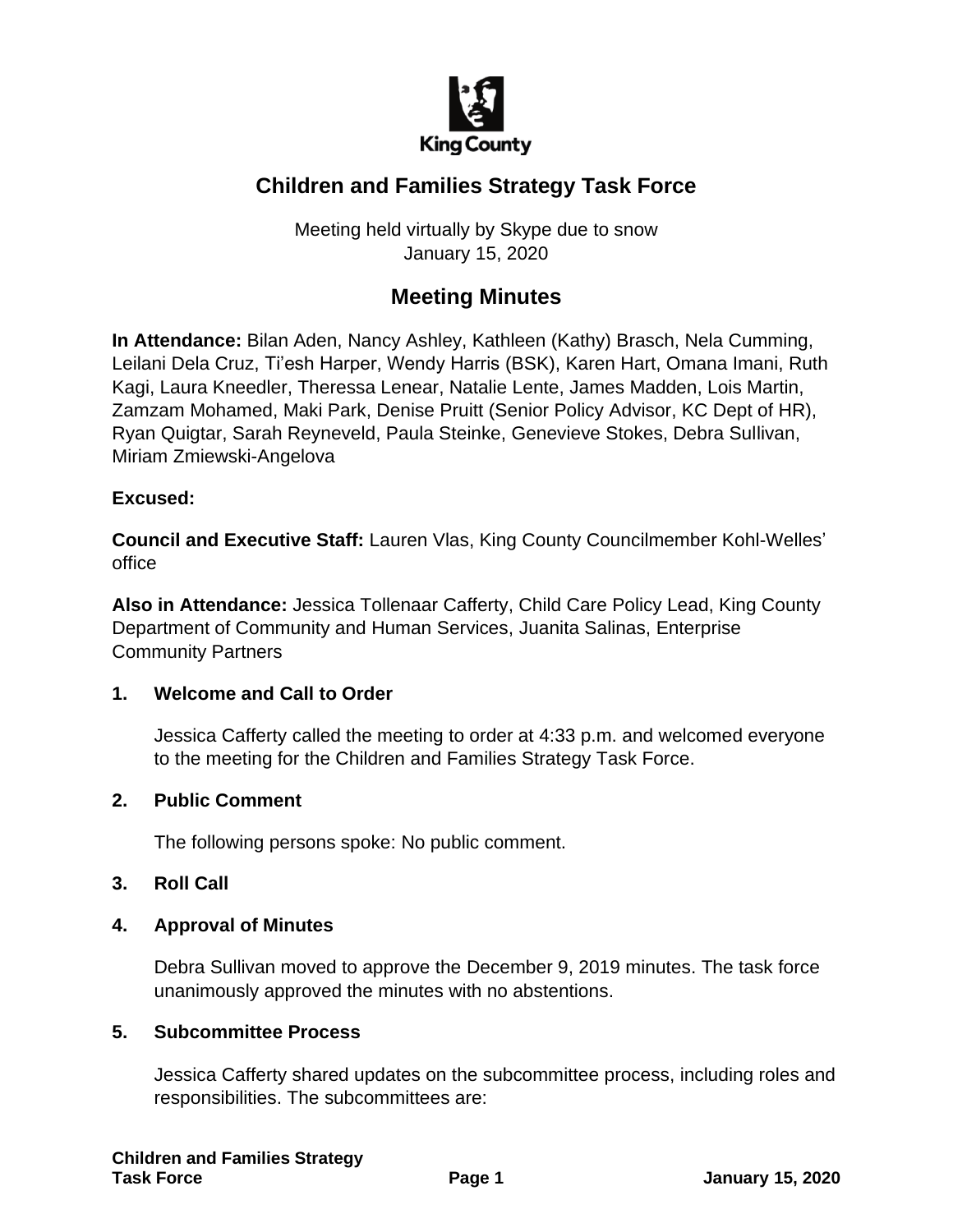King County

# Children and Families Strategy Task Force

Meeting held virtually by Skype due to snow
January 15, 2020

## Meeting Minutes

**In Attendance:** Bilan Aden, Nancy Ashley, Kathleen (Kathy) Brasch, Nela Cumming, Leilani Dela Cruz, Ti'esh Harper, Wendy Harris (BSK), Karen Hart, Omana Imani, Ruth Kagi, Laura Kneedler, Theressa Lenear, Natalie Lente, James Madden, Lois Martin, Zamzam Mohamed, Maki Park, Denise Pruitt (Senior Policy Advisor, KC Dept of HR), Ryan Quigtar, Sarah Reyneveld, Paula Steinke, Genevieve Stokes, Debra Sullivan, Miriam Zmiewski-Angelova

**Excused:**

**Council and Executive Staff:** Lauren Vlas, King County Councilmember Kohl-Welles' office

**Also in Attendance:** Jessica Tollenaar Cafferty, Child Care Policy Lead, King County Department of Community and Human Services, Juanita Salinas, Enterprise Community Partners

**1. Welcome and Call to Order**

Jessica Cafferty called the meeting to order at 4:33 p.m. and welcomed everyone to the meeting for the Children and Families Strategy Task Force.

**2. Public Comment**

The following persons spoke: No public comment.

**3. Roll Call**

**4. Approval of Minutes**

Debra Sullivan moved to approve the December 9, 2019 minutes. The task force unanimously approved the minutes with no abstentions.

**5. Subcommittee Process**

Jessica Cafferty shared updates on the subcommittee process, including roles and responsibilities. The subcommittees are: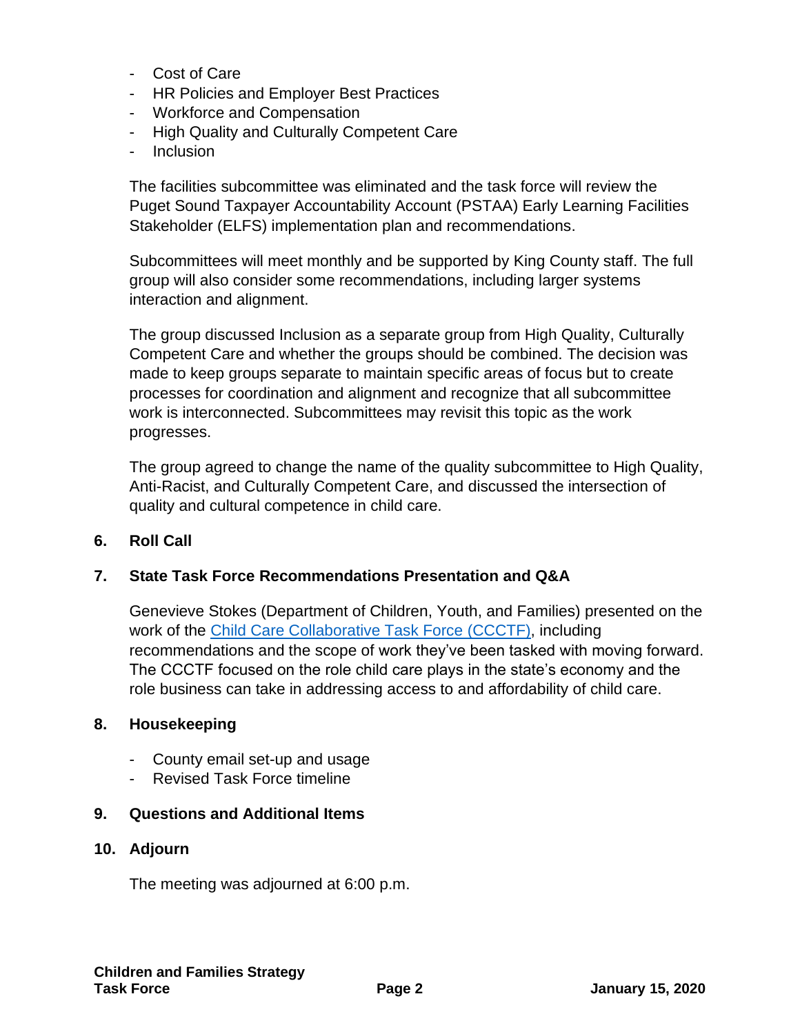- Cost of Care
- HR Policies and Employer Best Practices
- Workforce and Compensation
- High Quality and Culturally Competent Care
- Inclusion

The facilities subcommittee was eliminated and the task force will review the Puget Sound Taxpayer Accountability Account (PSTAA) Early Learning Facilities Stakeholder (ELFS) implementation plan and recommendations.

Subcommittees will meet monthly and be supported by King County staff. The full group will also consider some recommendations, including larger systems interaction and alignment.

The group discussed Inclusion as a separate group from High Quality, Culturally Competent Care and whether the groups should be combined. The decision was made to keep groups separate to maintain specific areas of focus but to create processes for coordination and alignment and recognize that all subcommittee work is interconnected. Subcommittees may revisit this topic as the work progresses.

The group agreed to change the name of the quality subcommittee to High Quality, Anti-Racist, and Culturally Competent Care, and discussed the intersection of quality and cultural competence in child care.

**6. Roll Call**

**7. State Task Force Recommendations Presentation and Q&A**

Genevieve Stokes (Department of Children, Youth, and Families) presented on the work of the Child Care Collaborative Task Force (CCCTF), including recommendations and the scope of work they've been tasked with moving forward. The CCCTF focused on the role child care plays in the state's economy and the role business can take in addressing access to and affordability of child care.

**8. Housekeeping**

- County email set-up and usage
- Revised Task Force timeline

**9. Questions and Additional Items**

**10. Adjourn**

The meeting was adjourned at 6:00 p.m.